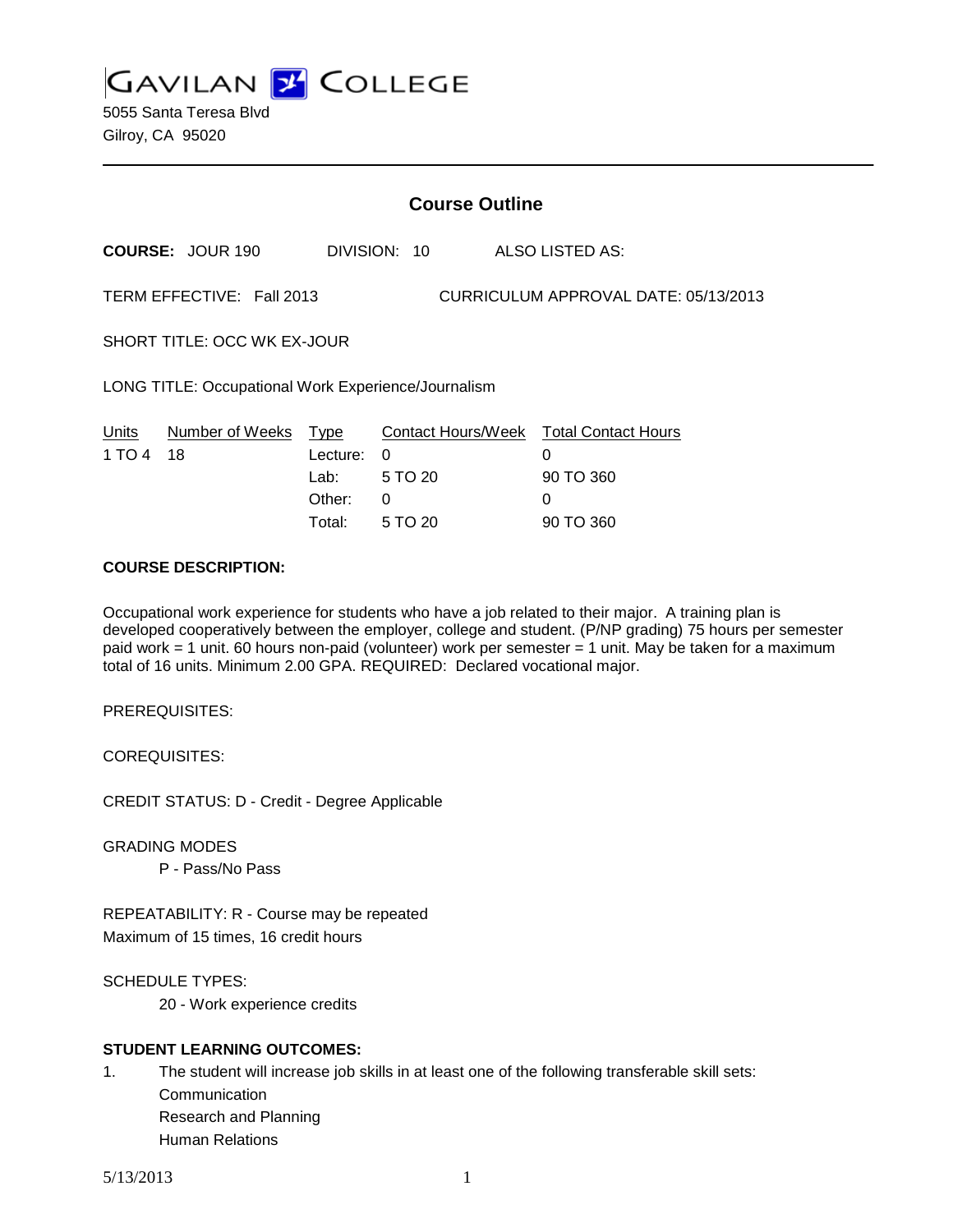GAVILAN COLLEGE

5055 Santa Teresa Blvd
Gilroy, CA 95020

---

## Course Outline

**COURSE:** JOUR 190 DIVISION: 10 ALSO LISTED AS:

TERM EFFECTIVE: Fall 2013 CURRICULUM APPROVAL DATE: 05/13/2013

SHORT TITLE: OCC WK EX-JOUR

LONG TITLE: Occupational Work Experience/Journalism

| Units | Number of Weeks | Type | Contact Hours/Week | Total Contact Hours |
|---|---|---|---|---|
| 1 TO 4 | 18 | Lecture: | 0 | 0 |
| | | Lab: | 5 TO 20 | 90 TO 360 |
| | | Other: | 0 | 0 |
| | | Total: | 5 TO 20 | 90 TO 360 |

**COURSE DESCRIPTION:**

Occupational work experience for students who have a job related to their major. A training plan is developed cooperatively between the employer, college and student. (P/NP grading) 75 hours per semester paid work = 1 unit. 60 hours non-paid (volunteer) work per semester = 1 unit. May be taken for a maximum total of 16 units. Minimum 2.00 GPA. REQUIRED: Declared vocational major.

PREREQUISITES:

COREQUISITES:

CREDIT STATUS: D - Credit - Degree Applicable

GRADING MODES

P - Pass/No Pass

REPEATABILITY: R - Course may be repeated
Maximum of 15 times, 16 credit hours

SCHEDULE TYPES:

20 - Work experience credits

**STUDENT LEARNING OUTCOMES:**

1. The student will increase job skills in at least one of the following transferable skill sets:
   Communication
   Research and Planning
   Human Relations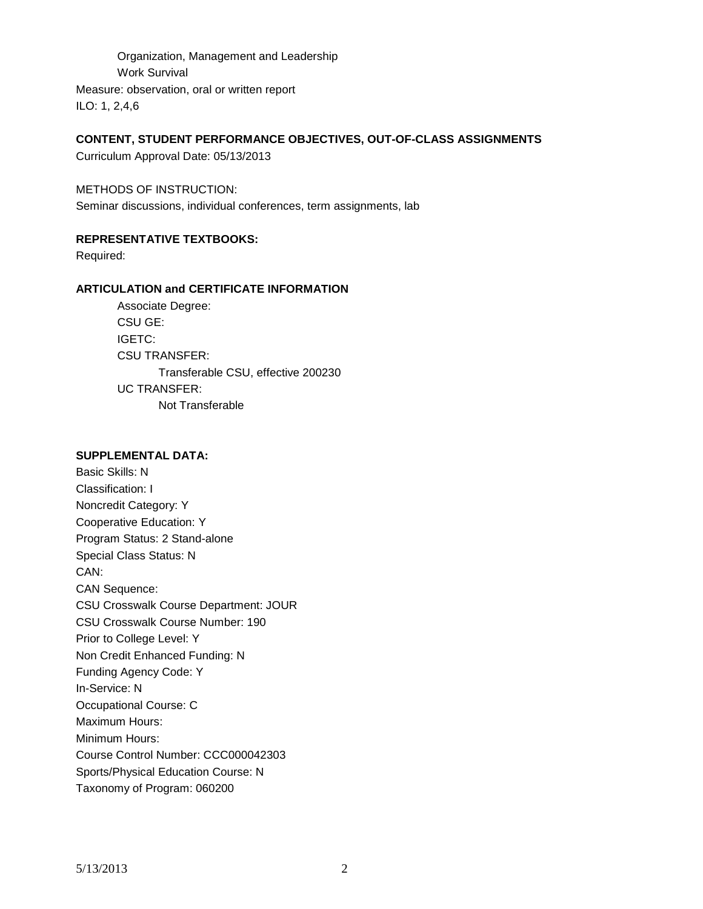Organization, Management and Leadership

Work Survival

Measure: observation, oral or written report

ILO: 1, 2,4,6

**CONTENT, STUDENT PERFORMANCE OBJECTIVES, OUT-OF-CLASS ASSIGNMENTS**

Curriculum Approval Date: 05/13/2013

METHODS OF INSTRUCTION:

Seminar discussions, individual conferences, term assignments, lab

**REPRESENTATIVE TEXTBOOKS:**

Required:

**ARTICULATION and CERTIFICATE INFORMATION**

Associate Degree:

CSU GE:

IGETC:

CSU TRANSFER:

Transferable CSU, effective 200230

UC TRANSFER:

Not Transferable

**SUPPLEMENTAL DATA:**

Basic Skills: N

Classification: I

Noncredit Category: Y

Cooperative Education: Y

Program Status: 2 Stand-alone

Special Class Status: N

CAN:

CAN Sequence:

CSU Crosswalk Course Department: JOUR

CSU Crosswalk Course Number: 190

Prior to College Level: Y

Non Credit Enhanced Funding: N

Funding Agency Code: Y

In-Service: N

Occupational Course: C

Maximum Hours:

Minimum Hours:

Course Control Number: CCC000042303

Sports/Physical Education Course: N

Taxonomy of Program: 060200